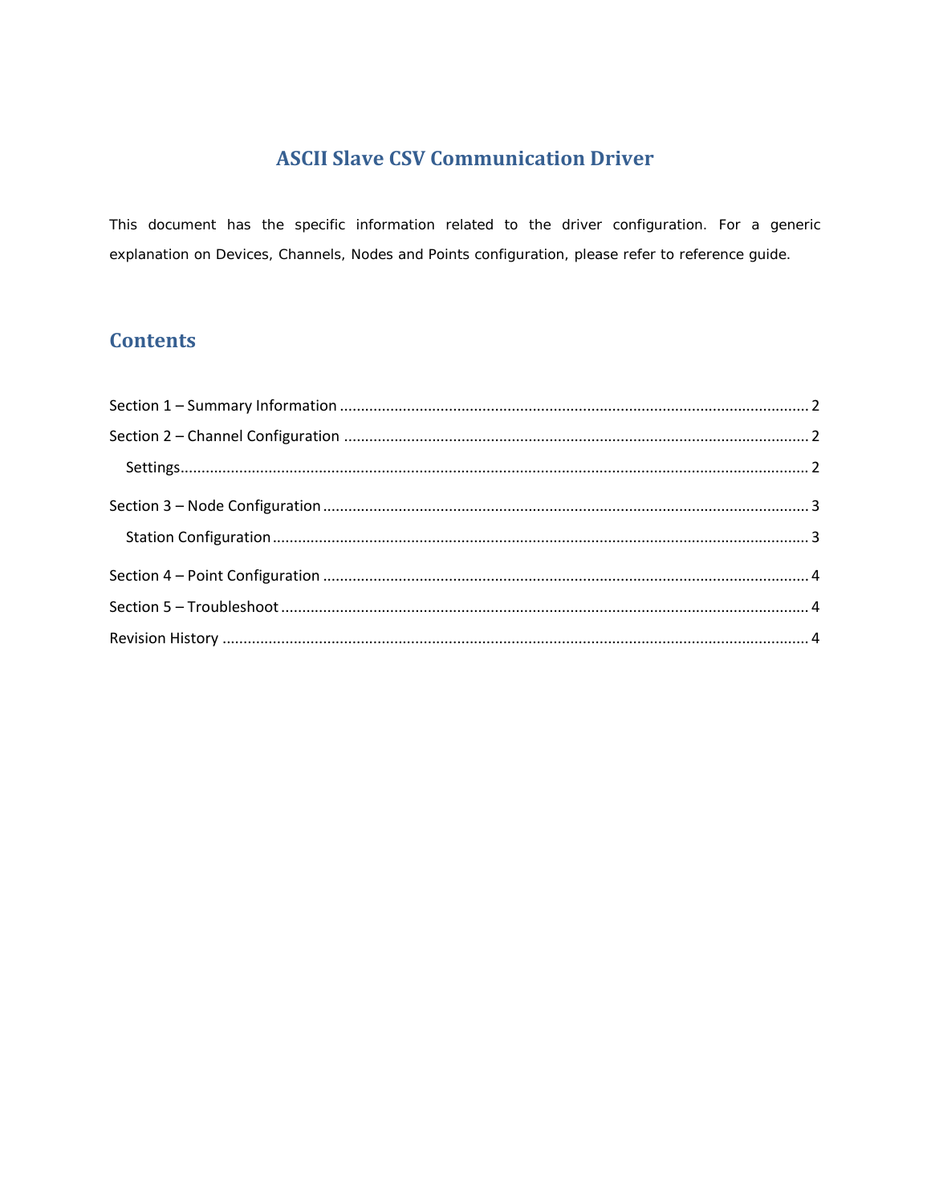# ASCII Slave CSV Communication Driver

This document has the specific information related to the driver configuration. For a generic explanation on Devices, Channels, Nodes and Points configuration, please refer to reference guide.

## Contents

Section 1 – Summary Information ........................................................................ 2

Section 2 – Channel Configuration ........................................................................ 2

  Settings ........................................................................ 2

Section 3 – Node Configuration ........................................................................ 3

  Station Configuration ........................................................................ 3

Section 4 – Point Configuration ........................................................................ 4

Section 5 – Troubleshoot ........................................................................ 4

Revision History ........................................................................ 4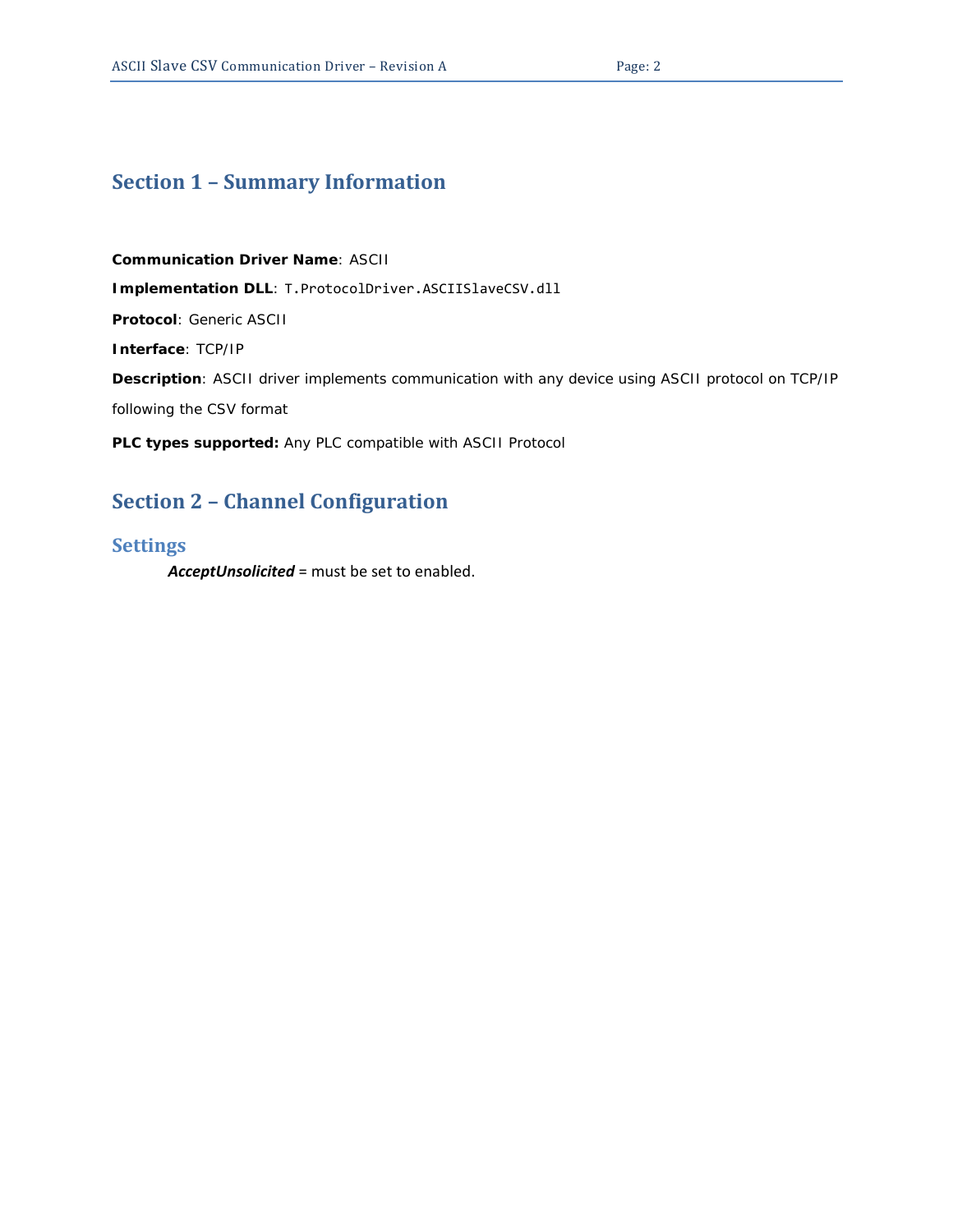# Section 1 – Summary Information

**Communication Driver Name**: ASCII

**Implementation DLL**: `T.ProtocolDriver.ASCIISlaveCSV.dll`

**Protocol**: Generic ASCII

**Interface**: TCP/IP

**Description**: ASCII driver implements communication with any device using ASCII protocol on TCP/IP following the CSV format

**PLC types supported:** Any PLC compatible with ASCII Protocol

# Section 2 – Channel Configuration

## Settings

***AcceptUnsolicited*** = must be set to enabled.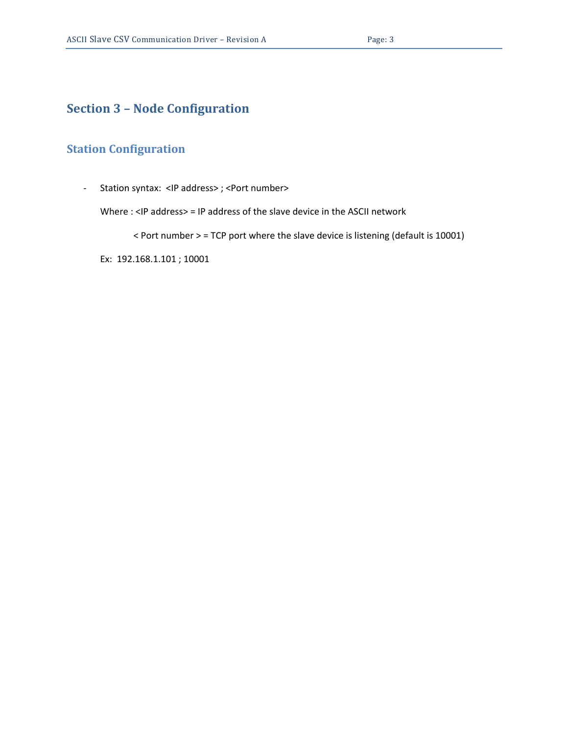# Section 3 – Node Configuration

## Station Configuration

- Station syntax: <IP address> ; <Port number>

  Where : <IP address> = IP address of the slave device in the ASCII network

  < Port number > = TCP port where the slave device is listening (default is 10001)

  Ex: 192.168.1.101 ; 10001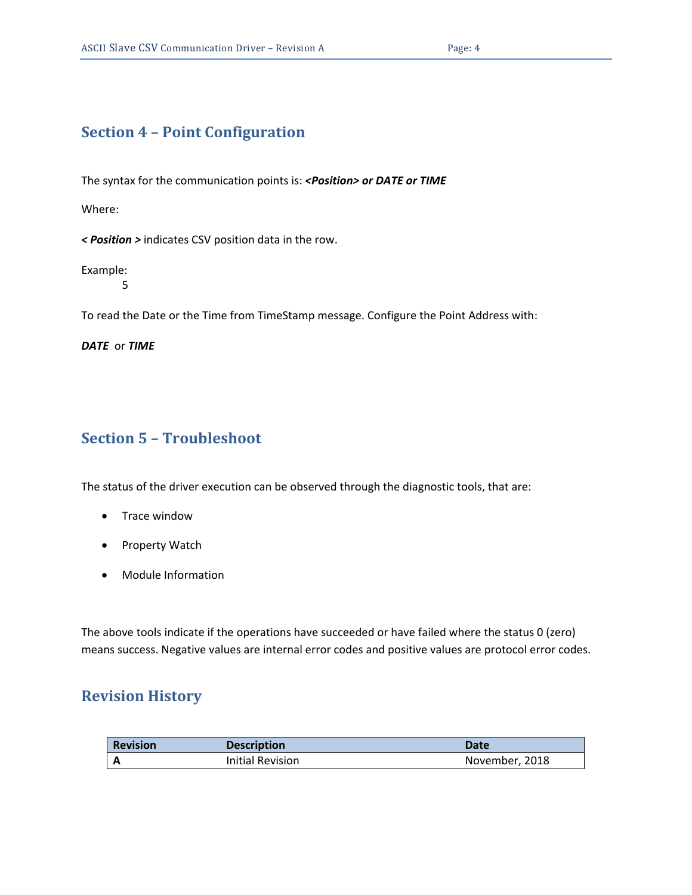## Section 4 – Point Configuration

The syntax for the communication points is: ***<Position> or DATE or TIME***

Where:

***< Position >*** indicates CSV position data in the row.

Example:
5

To read the Date or the Time from TimeStamp message. Configure the Point Address with:

***DATE*** or ***TIME***

## Section 5 – Troubleshoot

The status of the driver execution can be observed through the diagnostic tools, that are:

- Trace window
- Property Watch
- Module Information

The above tools indicate if the operations have succeeded or have failed where the status 0 (zero) means success. Negative values are internal error codes and positive values are protocol error codes.

## Revision History

| Revision | Description | Date |
|---|---|---|
| **A** | Initial Revision | November, 2018 |